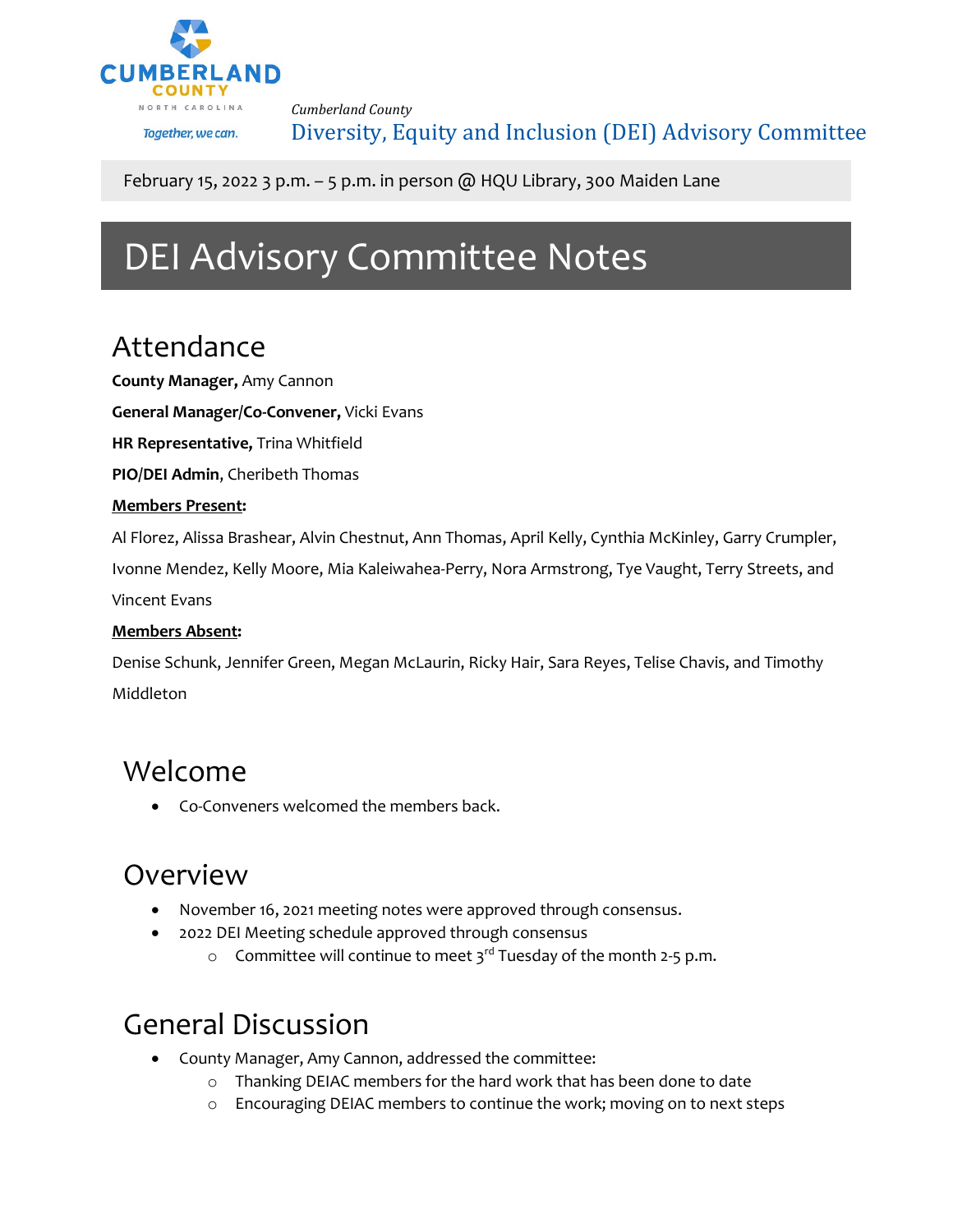Cumberland County

Together, we can.

*Cumberland County*

Diversity, Equity and Inclusion (DEI) Advisory Committee

February 15, 2022 3 p.m. – 5 p.m. in person @ HQU Library, 300 Maiden Lane

# DEI Advisory Committee Notes

## Attendance

**County Manager,** Amy Cannon

**General Manager/Co-Convener,** Vicki Evans

**HR Representative,** Trina Whitfield

**PIO/DEI Admin**, Cheribeth Thomas

**Members Present:**

Al Florez, Alissa Brashear, Alvin Chestnut, Ann Thomas, April Kelly, Cynthia McKinley, Garry Crumpler, Ivonne Mendez, Kelly Moore, Mia Kaleiwahea-Perry, Nora Armstrong, Tye Vaught, Terry Streets, and Vincent Evans

**Members Absent:**

Denise Schunk, Jennifer Green, Megan McLaurin, Ricky Hair, Sara Reyes, Telise Chavis, and Timothy Middleton

## Welcome

- Co-Conveners welcomed the members back.

## Overview

- November 16, 2021 meeting notes were approved through consensus.
- 2022 DEI Meeting schedule approved through consensus
  - Committee will continue to meet 3rd Tuesday of the month 2-5 p.m.

## General Discussion

- County Manager, Amy Cannon, addressed the committee:
  - Thanking DEIAC members for the hard work that has been done to date
  - Encouraging DEIAC members to continue the work; moving on to next steps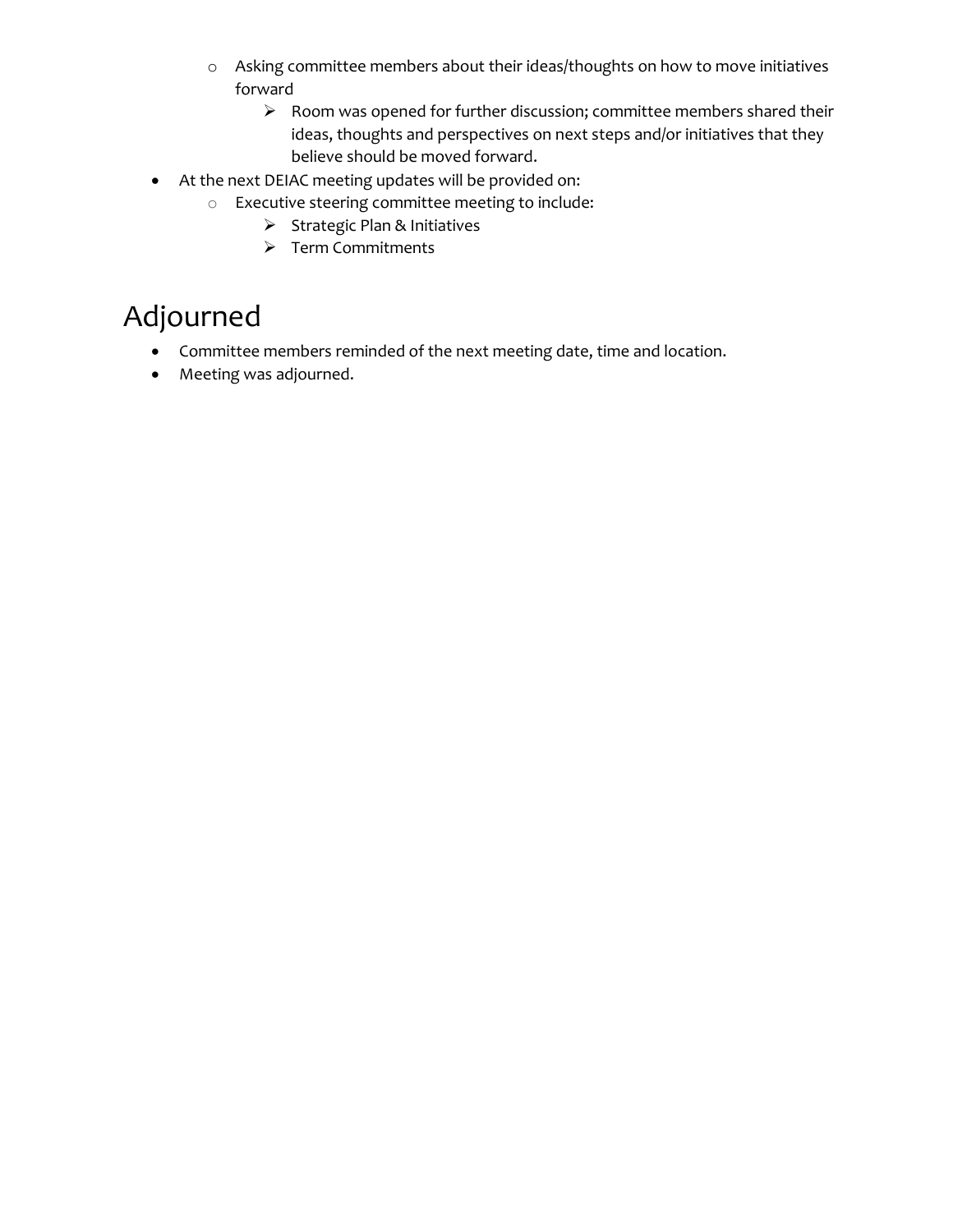- Asking committee members about their ideas/thoughts on how to move initiatives forward
    - Room was opened for further discussion; committee members shared their ideas, thoughts and perspectives on next steps and/or initiatives that they believe should be moved forward.
- At the next DEIAC meeting updates will be provided on:
  - Executive steering committee meeting to include:
    - Strategic Plan & Initiatives
    - Term Commitments

# Adjourned

- Committee members reminded of the next meeting date, time and location.
- Meeting was adjourned.